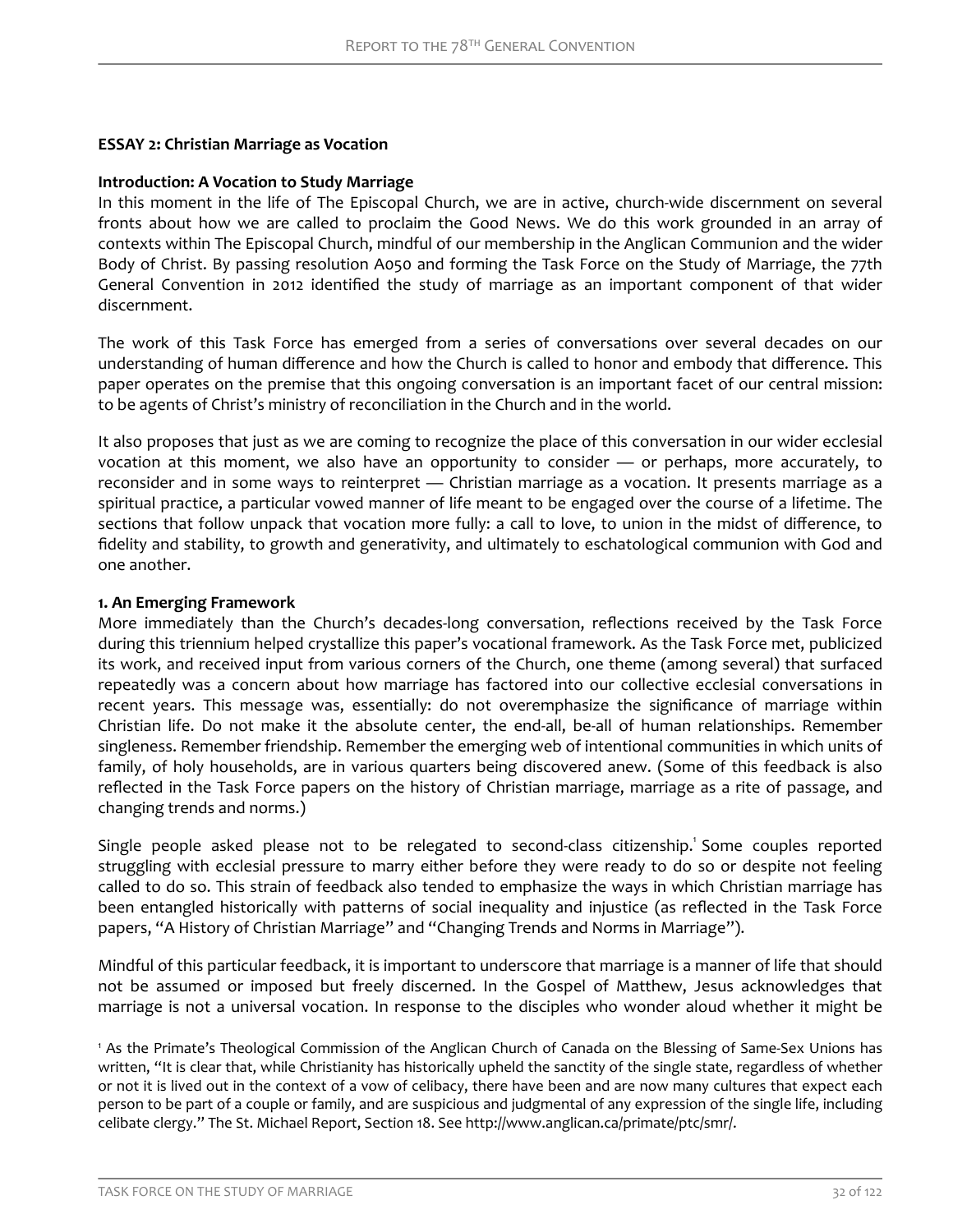## ESSAY 2: Christian Marriage as Vocation

### Introduction: A Vocation to Study Marriage

In this moment in the life of The Episcopal Church, we are in active, church-wide discernment on several fronts about how we are called to proclaim the Good News. We do this work grounded in an array of contexts within The Episcopal Church, mindful of our membership in the Anglican Communion and the wider Body of Christ. By passing resolution A050 and forming the Task Force on the Study of Marriage, the 77th General Convention in 2012 identified the study of marriage as an important component of that wider discernment.

The work of this Task Force has emerged from a series of conversations over several decades on our understanding of human difference and how the Church is called to honor and embody that difference. This paper operates on the premise that this ongoing conversation is an important facet of our central mission: to be agents of Christ's ministry of reconciliation in the Church and in the world.

It also proposes that just as we are coming to recognize the place of this conversation in our wider ecclesial vocation at this moment, we also have an opportunity to consider — or perhaps, more accurately, to reconsider and in some ways to reinterpret — Christian marriage as a vocation. It presents marriage as a spiritual practice, a particular vowed manner of life meant to be engaged over the course of a lifetime. The sections that follow unpack that vocation more fully: a call to love, to union in the midst of difference, to fidelity and stability, to growth and generativity, and ultimately to eschatological communion with God and one another.

### 1. An Emerging Framework

More immediately than the Church's decades-long conversation, reflections received by the Task Force during this triennium helped crystallize this paper's vocational framework. As the Task Force met, publicized its work, and received input from various corners of the Church, one theme (among several) that surfaced repeatedly was a concern about how marriage has factored into our collective ecclesial conversations in recent years. This message was, essentially: do not overemphasize the significance of marriage within Christian life. Do not make it the absolute center, the end-all, be-all of human relationships. Remember singleness. Remember friendship. Remember the emerging web of intentional communities in which units of family, of holy households, are in various quarters being discovered anew. (Some of this feedback is also reflected in the Task Force papers on the history of Christian marriage, marriage as a rite of passage, and changing trends and norms.)

Single people asked please not to be relegated to second-class citizenship.[1] Some couples reported struggling with ecclesial pressure to marry either before they were ready to do so or despite not feeling called to do so. This strain of feedback also tended to emphasize the ways in which Christian marriage has been entangled historically with patterns of social inequality and injustice (as reflected in the Task Force papers, "A History of Christian Marriage" and "Changing Trends and Norms in Marriage").

Mindful of this particular feedback, it is important to underscore that marriage is a manner of life that should not be assumed or imposed but freely discerned. In the Gospel of Matthew, Jesus acknowledges that marriage is not a universal vocation. In response to the disciples who wonder aloud whether it might be

[1] As the Primate's Theological Commission of the Anglican Church of Canada on the Blessing of Same-Sex Unions has written, "It is clear that, while Christianity has historically upheld the sanctity of the single state, regardless of whether or not it is lived out in the context of a vow of celibacy, there have been and are now many cultures that expect each person to be part of a couple or family, and are suspicious and judgmental of any expression of the single life, including celibate clergy." The St. Michael Report, Section 18. See http://www.anglican.ca/primate/ptc/smr/.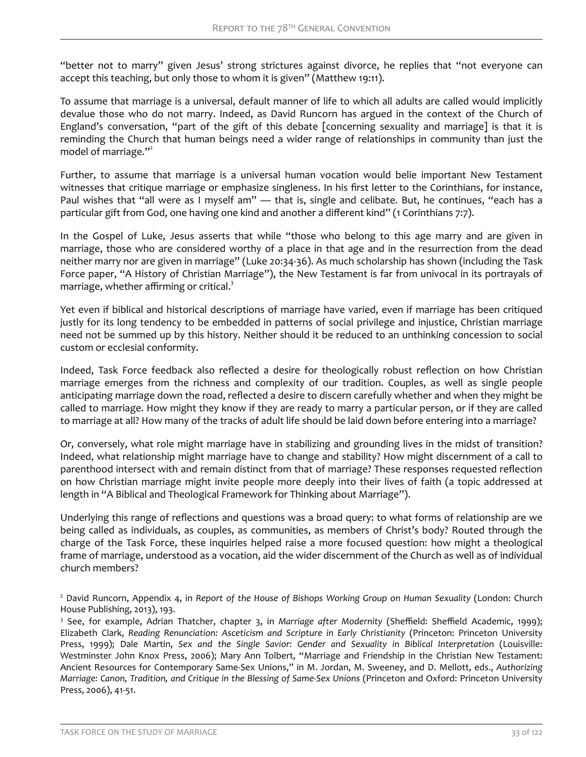"better not to marry" given Jesus' strong strictures against divorce, he replies that "not everyone can accept this teaching, but only those to whom it is given" (Matthew 19:11).

To assume that marriage is a universal, default manner of life to which all adults are called would implicitly devalue those who do not marry. Indeed, as David Runcorn has argued in the context of the Church of England's conversation, "part of the gift of this debate [concerning sexuality and marriage] is that it is reminding the Church that human beings need a wider range of relationships in community than just the model of marriage."[2]

Further, to assume that marriage is a universal human vocation would belie important New Testament witnesses that critique marriage or emphasize singleness. In his first letter to the Corinthians, for instance, Paul wishes that "all were as I myself am" — that is, single and celibate. But, he continues, "each has a particular gift from God, one having one kind and another a different kind" (1 Corinthians 7:7).

In the Gospel of Luke, Jesus asserts that while "those who belong to this age marry and are given in marriage, those who are considered worthy of a place in that age and in the resurrection from the dead neither marry nor are given in marriage" (Luke 20:34-36). As much scholarship has shown (including the Task Force paper, "A History of Christian Marriage"), the New Testament is far from univocal in its portrayals of marriage, whether affirming or critical.[3]

Yet even if biblical and historical descriptions of marriage have varied, even if marriage has been critiqued justly for its long tendency to be embedded in patterns of social privilege and injustice, Christian marriage need not be summed up by this history. Neither should it be reduced to an unthinking concession to social custom or ecclesial conformity.

Indeed, Task Force feedback also reflected a desire for theologically robust reflection on how Christian marriage emerges from the richness and complexity of our tradition. Couples, as well as single people anticipating marriage down the road, reflected a desire to discern carefully whether and when they might be called to marriage. How might they know if they are ready to marry a particular person, or if they are called to marriage at all? How many of the tracks of adult life should be laid down before entering into a marriage?

Or, conversely, what role might marriage have in stabilizing and grounding lives in the midst of transition? Indeed, what relationship might marriage have to change and stability? How might discernment of a call to parenthood intersect with and remain distinct from that of marriage? These responses requested reflection on how Christian marriage might invite people more deeply into their lives of faith (a topic addressed at length in "A Biblical and Theological Framework for Thinking about Marriage").

Underlying this range of reflections and questions was a broad query: to what forms of relationship are we being called as individuals, as couples, as communities, as members of Christ's body? Routed through the charge of the Task Force, these inquiries helped raise a more focused question: how might a theological frame of marriage, understood as a vocation, aid the wider discernment of the Church as well as of individual church members?

[2] David Runcorn, Appendix 4, in *Report of the House of Bishops Working Group on Human Sexuality* (London: Church House Publishing, 2013), 193.

[3] See, for example, Adrian Thatcher, chapter 3, in *Marriage after Modernity* (Sheffield: Sheffield Academic, 1999); Elizabeth Clark, *Reading Renunciation: Asceticism and Scripture in Early Christianity* (Princeton: Princeton University Press, 1999); Dale Martin, *Sex and the Single Savior: Gender and Sexuality in Biblical Interpretation* (Louisville: Westminster John Knox Press, 2006); Mary Ann Tolbert, "Marriage and Friendship in the Christian New Testament: Ancient Resources for Contemporary Same-Sex Unions," in M. Jordan, M. Sweeney, and D. Mellott, eds., *Authorizing Marriage: Canon, Tradition, and Critique in the Blessing of Same-Sex Unions* (Princeton and Oxford: Princeton University Press, 2006), 41-51.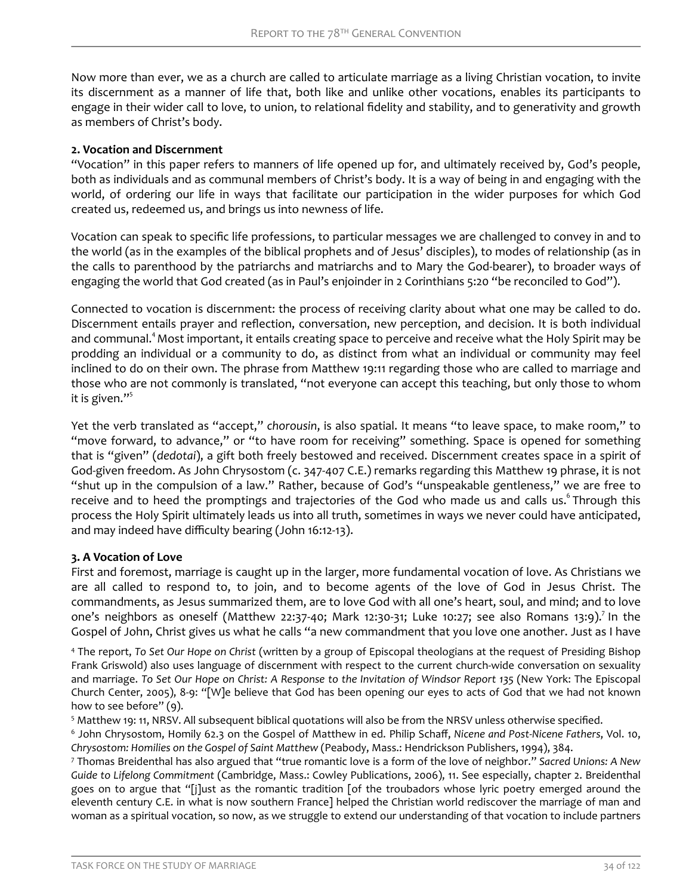Now more than ever, we as a church are called to articulate marriage as a living Christian vocation, to invite its discernment as a manner of life that, both like and unlike other vocations, enables its participants to engage in their wider call to love, to union, to relational fidelity and stability, and to generativity and growth as members of Christ's body.

**2. Vocation and Discernment**

"Vocation" in this paper refers to manners of life opened up for, and ultimately received by, God's people, both as individuals and as communal members of Christ's body. It is a way of being in and engaging with the world, of ordering our life in ways that facilitate our participation in the wider purposes for which God created us, redeemed us, and brings us into newness of life.

Vocation can speak to specific life professions, to particular messages we are challenged to convey in and to the world (as in the examples of the biblical prophets and of Jesus' disciples), to modes of relationship (as in the calls to parenthood by the patriarchs and matriarchs and to Mary the God-bearer), to broader ways of engaging the world that God created (as in Paul's enjoinder in 2 Corinthians 5:20 "be reconciled to God").

Connected to vocation is discernment: the process of receiving clarity about what one may be called to do. Discernment entails prayer and reflection, conversation, new perception, and decision. It is both individual and communal.[4] Most important, it entails creating space to perceive and receive what the Holy Spirit may be prodding an individual or a community to do, as distinct from what an individual or community may feel inclined to do on their own. The phrase from Matthew 19:11 regarding those who are called to marriage and those who are not commonly is translated, "not everyone can accept this teaching, but only those to whom it is given."[5]

Yet the verb translated as "accept," *chorousin*, is also spatial. It means "to leave space, to make room," to "move forward, to advance," or "to have room for receiving" something. Space is opened for something that is "given" (*dedotai*), a gift both freely bestowed and received. Discernment creates space in a spirit of God-given freedom. As John Chrysostom (c. 347-407 C.E.) remarks regarding this Matthew 19 phrase, it is not "shut up in the compulsion of a law." Rather, because of God's "unspeakable gentleness," we are free to receive and to heed the promptings and trajectories of the God who made us and calls us.[6] Through this process the Holy Spirit ultimately leads us into all truth, sometimes in ways we never could have anticipated, and may indeed have difficulty bearing (John 16:12-13).

**3. A Vocation of Love**

First and foremost, marriage is caught up in the larger, more fundamental vocation of love. As Christians we are all called to respond to, to join, and to become agents of the love of God in Jesus Christ. The commandments, as Jesus summarized them, are to love God with all one's heart, soul, and mind; and to love one's neighbors as oneself (Matthew 22:37-40; Mark 12:30-31; Luke 10:27; see also Romans 13:9).[7] In the Gospel of John, Christ gives us what he calls "a new commandment that you love one another. Just as I have

[4] The report, *To Set Our Hope on Christ* (written by a group of Episcopal theologians at the request of Presiding Bishop Frank Griswold) also uses language of discernment with respect to the current church-wide conversation on sexuality and marriage. *To Set Our Hope on Christ: A Response to the Invitation of Windsor Report 135* (New York: The Episcopal Church Center, 2005), 8-9: "[W]e believe that God has been opening our eyes to acts of God that we had not known how to see before" (9).

[5] Matthew 19: 11, NRSV. All subsequent biblical quotations will also be from the NRSV unless otherwise specified.

[6] John Chrysostom, Homily 62.3 on the Gospel of Matthew in ed. Philip Schaff, *Nicene and Post-Nicene Fathers*, Vol. 10, *Chrysostom: Homilies on the Gospel of Saint Matthew* (Peabody, Mass.: Hendrickson Publishers, 1994), 384.

[7] Thomas Breidenthal has also argued that "true romantic love is a form of the love of neighbor." *Sacred Unions: A New Guide to Lifelong Commitment* (Cambridge, Mass.: Cowley Publications, 2006), 11. See especially, chapter 2. Breidenthal goes on to argue that "[j]ust as the romantic tradition [of the troubadors whose lyric poetry emerged around the eleventh century C.E. in what is now southern France] helped the Christian world rediscover the marriage of man and woman as a spiritual vocation, so now, as we struggle to extend our understanding of that vocation to include partners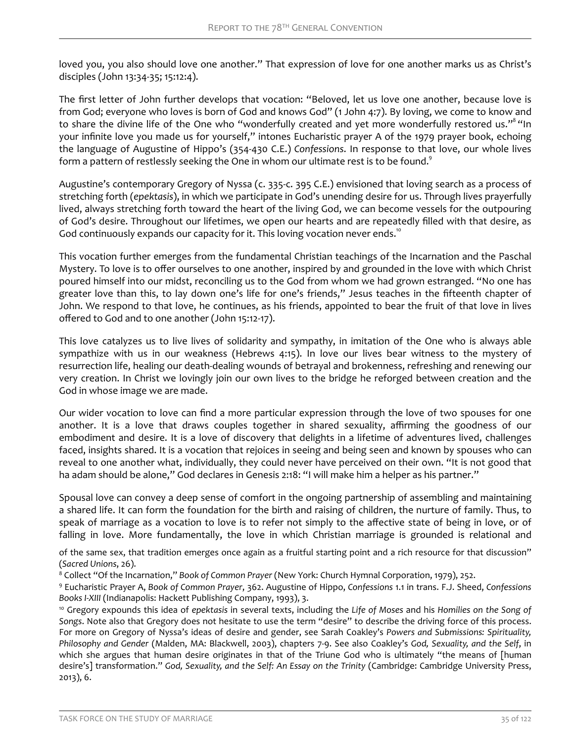loved you, you also should love one another." That expression of love for one another marks us as Christ's disciples (John 13:34-35; 15:12:4).

The first letter of John further develops that vocation: "Beloved, let us love one another, because love is from God; everyone who loves is born of God and knows God" (1 John 4:7). By loving, we come to know and to share the divine life of the One who "wonderfully created and yet more wonderfully restored us."[8] "In your infinite love you made us for yourself," intones Eucharistic prayer A of the 1979 prayer book, echoing the language of Augustine of Hippo's (354-430 C.E.) *Confessions*. In response to that love, our whole lives form a pattern of restlessly seeking the One in whom our ultimate rest is to be found.[9]

Augustine's contemporary Gregory of Nyssa (c. 335-c. 395 C.E.) envisioned that loving search as a process of stretching forth (*epektasis*), in which we participate in God's unending desire for us. Through lives prayerfully lived, always stretching forth toward the heart of the living God, we can become vessels for the outpouring of God's desire. Throughout our lifetimes, we open our hearts and are repeatedly filled with that desire, as God continuously expands our capacity for it. This loving vocation never ends.[10]

This vocation further emerges from the fundamental Christian teachings of the Incarnation and the Paschal Mystery. To love is to offer ourselves to one another, inspired by and grounded in the love with which Christ poured himself into our midst, reconciling us to the God from whom we had grown estranged. "No one has greater love than this, to lay down one's life for one's friends," Jesus teaches in the fifteenth chapter of John. We respond to that love, he continues, as his friends, appointed to bear the fruit of that love in lives offered to God and to one another (John 15:12-17).

This love catalyzes us to live lives of solidarity and sympathy, in imitation of the One who is always able sympathize with us in our weakness (Hebrews 4:15). In love our lives bear witness to the mystery of resurrection life, healing our death-dealing wounds of betrayal and brokenness, refreshing and renewing our very creation. In Christ we lovingly join our own lives to the bridge he reforged between creation and the God in whose image we are made.

Our wider vocation to love can find a more particular expression through the love of two spouses for one another. It is a love that draws couples together in shared sexuality, affirming the goodness of our embodiment and desire. It is a love of discovery that delights in a lifetime of adventures lived, challenges faced, insights shared. It is a vocation that rejoices in seeing and being seen and known by spouses who can reveal to one another what, individually, they could never have perceived on their own. "It is not good that ha adam should be alone," God declares in Genesis 2:18: "I will make him a helper as his partner."

Spousal love can convey a deep sense of comfort in the ongoing partnership of assembling and maintaining a shared life. It can form the foundation for the birth and raising of children, the nurture of family. Thus, to speak of marriage as a vocation to love is to refer not simply to the affective state of being in love, or of falling in love. More fundamentally, the love in which Christian marriage is grounded is relational and

of the same sex, that tradition emerges once again as a fruitful starting point and a rich resource for that discussion" (*Sacred Unions*, 26).

[8] Collect "Of the Incarnation," *Book of Common Prayer* (New York: Church Hymnal Corporation, 1979), 252.

[9] Eucharistic Prayer A, *Book of Common Prayer*, 362. Augustine of Hippo, *Confessions* 1.1 in trans. F.J. Sheed, *Confessions Books I-XIII* (Indianapolis: Hackett Publishing Company, 1993), 3.

[10] Gregory expounds this idea of *epektasis* in several texts, including the *Life of Moses* and his *Homilies on the Song of Songs*. Note also that Gregory does not hesitate to use the term "desire" to describe the driving force of this process. For more on Gregory of Nyssa's ideas of desire and gender, see Sarah Coakley's *Powers and Submissions: Spirituality, Philosophy and Gender* (Malden, MA: Blackwell, 2003), chapters 7-9. See also Coakley's *God, Sexuality, and the Self*, in which she argues that human desire originates in that of the Triune God who is ultimately "the means of [human desire's] transformation." *God, Sexuality, and the Self: An Essay on the Trinity* (Cambridge: Cambridge University Press, 2013), 6.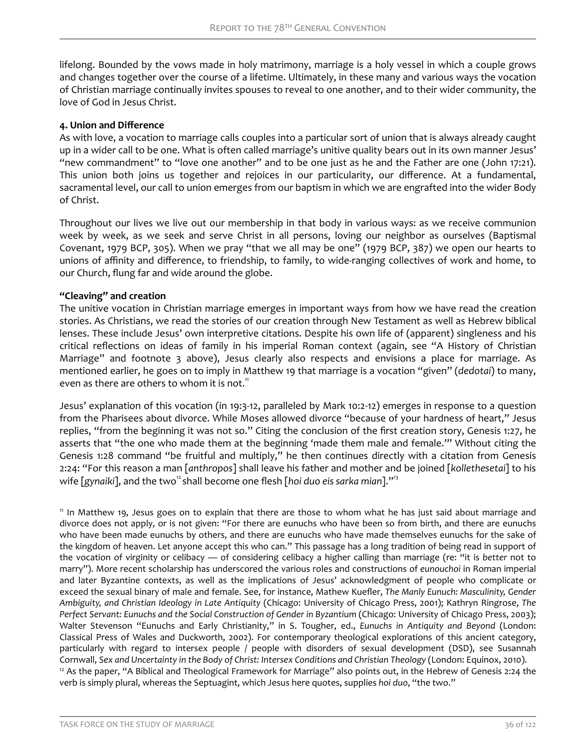lifelong. Bounded by the vows made in holy matrimony, marriage is a holy vessel in which a couple grows and changes together over the course of a lifetime. Ultimately, in these many and various ways the vocation of Christian marriage continually invites spouses to reveal to one another, and to their wider community, the love of God in Jesus Christ.

**4. Union and Difference**

As with love, a vocation to marriage calls couples into a particular sort of union that is always already caught up in a wider call to be one. What is often called marriage's unitive quality bears out in its own manner Jesus' "new commandment" to "love one another" and to be one just as he and the Father are one (John 17:21). This union both joins us together and rejoices in our particularity, our difference. At a fundamental, sacramental level, our call to union emerges from our baptism in which we are engrafted into the wider Body of Christ.

Throughout our lives we live out our membership in that body in various ways: as we receive communion week by week, as we seek and serve Christ in all persons, loving our neighbor as ourselves (Baptismal Covenant, 1979 BCP, 305). When we pray "that we all may be one" (1979 BCP, 387) we open our hearts to unions of affinity and difference, to friendship, to family, to wide-ranging collectives of work and home, to our Church, flung far and wide around the globe.

**"Cleaving" and creation**

The unitive vocation in Christian marriage emerges in important ways from how we have read the creation stories. As Christians, we read the stories of our creation through New Testament as well as Hebrew biblical lenses. These include Jesus' own interpretive citations. Despite his own life of (apparent) singleness and his critical reflections on ideas of family in his imperial Roman context (again, see "A History of Christian Marriage" and footnote 3 above), Jesus clearly also respects and envisions a place for marriage. As mentioned earlier, he goes on to imply in Matthew 19 that marriage is a vocation "given" (*dedotai*) to many, even as there are others to whom it is not.[11]

Jesus' explanation of this vocation (in 19:3-12, paralleled by Mark 10:2-12) emerges in response to a question from the Pharisees about divorce. While Moses allowed divorce "because of your hardness of heart," Jesus replies, "from the beginning it was not so." Citing the conclusion of the first creation story, Genesis 1:27, he asserts that "the one who made them at the beginning 'made them male and female.'" Without citing the Genesis 1:28 command "be fruitful and multiply," he then continues directly with a citation from Genesis 2:24: "For this reason a man [*anthropos*] shall leave his father and mother and be joined [*kollethesetai*] to his wife [*gynaiki*], and the two[12] shall become one flesh [*hoi duo eis sarka mian*]."[13]

[11] In Matthew 19, Jesus goes on to explain that there are those to whom what he has just said about marriage and divorce does not apply, or is not given: "For there are eunuchs who have been so from birth, and there are eunuchs who have been made eunuchs by others, and there are eunuchs who have made themselves eunuchs for the sake of the kingdom of heaven. Let anyone accept this who can." This passage has a long tradition of being read in support of the vocation of virginity or celibacy — of considering celibacy a higher calling than marriage (re: "it is *better* not to marry"). More recent scholarship has underscored the various roles and constructions of *eunouchoi* in Roman imperial and later Byzantine contexts, as well as the implications of Jesus' acknowledgment of people who complicate or exceed the sexual binary of male and female. See, for instance, Mathew Kuefler, *The Manly Eunuch: Masculinity, Gender Ambiguity, and Christian Ideology in Late Antiquity* (Chicago: University of Chicago Press, 2001); Kathryn Ringrose, *The Perfect Servant: Eunuchs and the Social Construction of Gender in Byzantium* (Chicago: University of Chicago Press, 2003); Walter Stevenson "Eunuchs and Early Christianity," in S. Tougher, ed., *Eunuchs in Antiquity and Beyond* (London: Classical Press of Wales and Duckworth, 2002). For contemporary theological explorations of this ancient category, particularly with regard to intersex people / people with disorders of sexual development (DSD), see Susannah Cornwall, *Sex and Uncertainty in the Body of Christ: Intersex Conditions and Christian Theology* (London: Equinox, 2010).

[12] As the paper, "A Biblical and Theological Framework for Marriage" also points out, in the Hebrew of Genesis 2:24 the verb is simply plural, whereas the Septuagint, which Jesus here quotes, supplies *hoi duo*, "the two."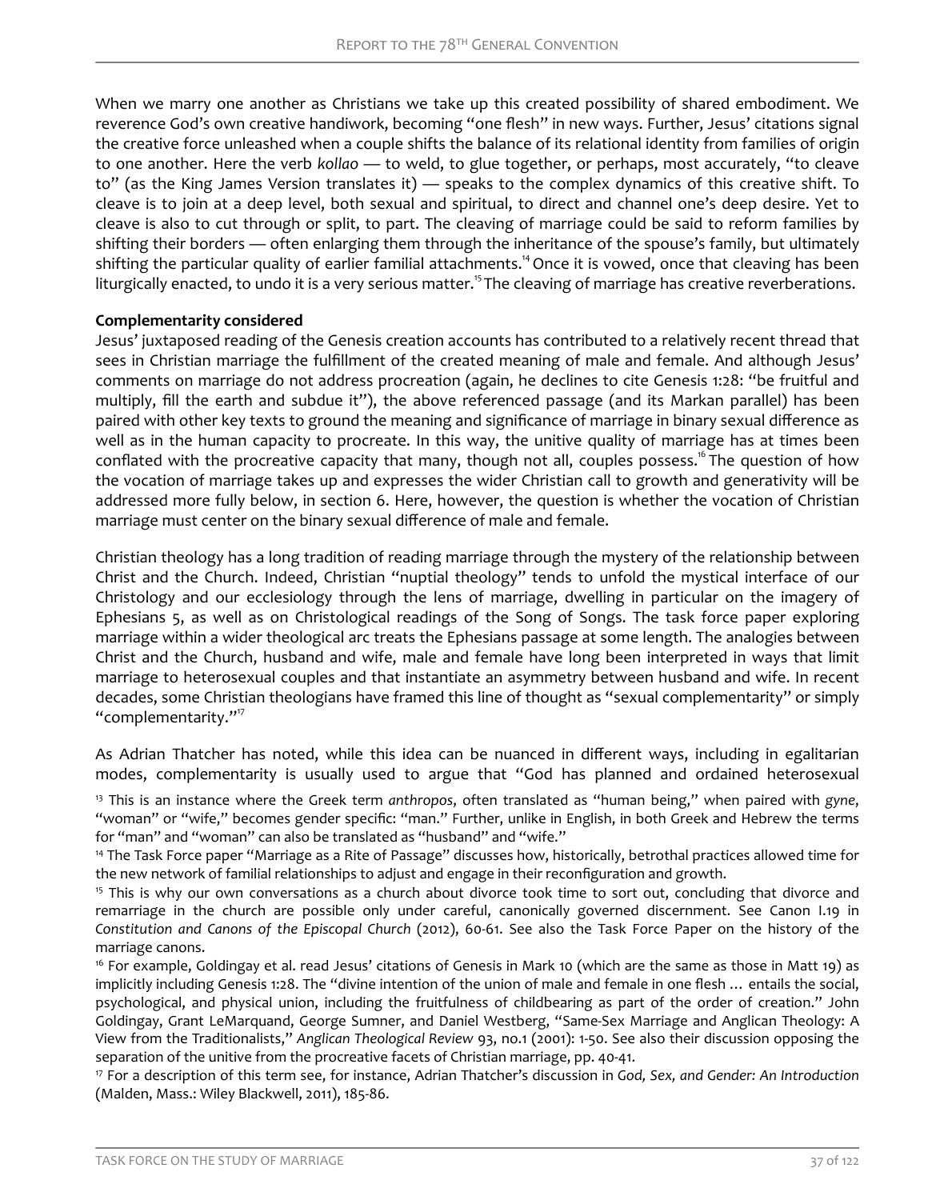When we marry one another as Christians we take up this created possibility of shared embodiment. We reverence God's own creative handiwork, becoming "one flesh" in new ways. Further, Jesus' citations signal the creative force unleashed when a couple shifts the balance of its relational identity from families of origin to one another. Here the verb *kollao* — to weld, to glue together, or perhaps, most accurately, "to cleave to" (as the King James Version translates it) — speaks to the complex dynamics of this creative shift. To cleave is to join at a deep level, both sexual and spiritual, to direct and channel one's deep desire. Yet to cleave is also to cut through or split, to part. The cleaving of marriage could be said to reform families by shifting their borders — often enlarging them through the inheritance of the spouse's family, but ultimately shifting the particular quality of earlier familial attachments.[14] Once it is vowed, once that cleaving has been liturgically enacted, to undo it is a very serious matter.[15] The cleaving of marriage has creative reverberations.

**Complementarity considered**

Jesus' juxtaposed reading of the Genesis creation accounts has contributed to a relatively recent thread that sees in Christian marriage the fulfillment of the created meaning of male and female. And although Jesus' comments on marriage do not address procreation (again, he declines to cite Genesis 1:28: "be fruitful and multiply, fill the earth and subdue it"), the above referenced passage (and its Markan parallel) has been paired with other key texts to ground the meaning and significance of marriage in binary sexual difference as well as in the human capacity to procreate. In this way, the unitive quality of marriage has at times been conflated with the procreative capacity that many, though not all, couples possess.[16] The question of how the vocation of marriage takes up and expresses the wider Christian call to growth and generativity will be addressed more fully below, in section 6. Here, however, the question is whether the vocation of Christian marriage must center on the binary sexual difference of male and female.

Christian theology has a long tradition of reading marriage through the mystery of the relationship between Christ and the Church. Indeed, Christian "nuptial theology" tends to unfold the mystical interface of our Christology and our ecclesiology through the lens of marriage, dwelling in particular on the imagery of Ephesians 5, as well as on Christological readings of the Song of Songs. The task force paper exploring marriage within a wider theological arc treats the Ephesians passage at some length. The analogies between Christ and the Church, husband and wife, male and female have long been interpreted in ways that limit marriage to heterosexual couples and that instantiate an asymmetry between husband and wife. In recent decades, some Christian theologians have framed this line of thought as "sexual complementarity" or simply "complementarity."[17]

As Adrian Thatcher has noted, while this idea can be nuanced in different ways, including in egalitarian modes, complementarity is usually used to argue that "God has planned and ordained heterosexual

[13] This is an instance where the Greek term *anthropos*, often translated as "human being," when paired with *gyne*, "woman" or "wife," becomes gender specific: "man." Further, unlike in English, in both Greek and Hebrew the terms for "man" and "woman" can also be translated as "husband" and "wife."

[14] The Task Force paper "Marriage as a Rite of Passage" discusses how, historically, betrothal practices allowed time for the new network of familial relationships to adjust and engage in their reconfiguration and growth.

[15] This is why our own conversations as a church about divorce took time to sort out, concluding that divorce and remarriage in the church are possible only under careful, canonically governed discernment. See Canon I.19 in *Constitution and Canons of the Episcopal Church* (2012), 60-61. See also the Task Force Paper on the history of the marriage canons.

[16] For example, Goldingay et al. read Jesus' citations of Genesis in Mark 10 (which are the same as those in Matt 19) as implicitly including Genesis 1:28. The "divine intention of the union of male and female in one flesh … entails the social, psychological, and physical union, including the fruitfulness of childbearing as part of the order of creation." John Goldingay, Grant LeMarquand, George Sumner, and Daniel Westberg, "Same-Sex Marriage and Anglican Theology: A View from the Traditionalists," *Anglican Theological Review* 93, no.1 (2001): 1-50. See also their discussion opposing the separation of the unitive from the procreative facets of Christian marriage, pp. 40-41.

[17] For a description of this term see, for instance, Adrian Thatcher's discussion in *God, Sex, and Gender: An Introduction* (Malden, Mass.: Wiley Blackwell, 2011), 185-86.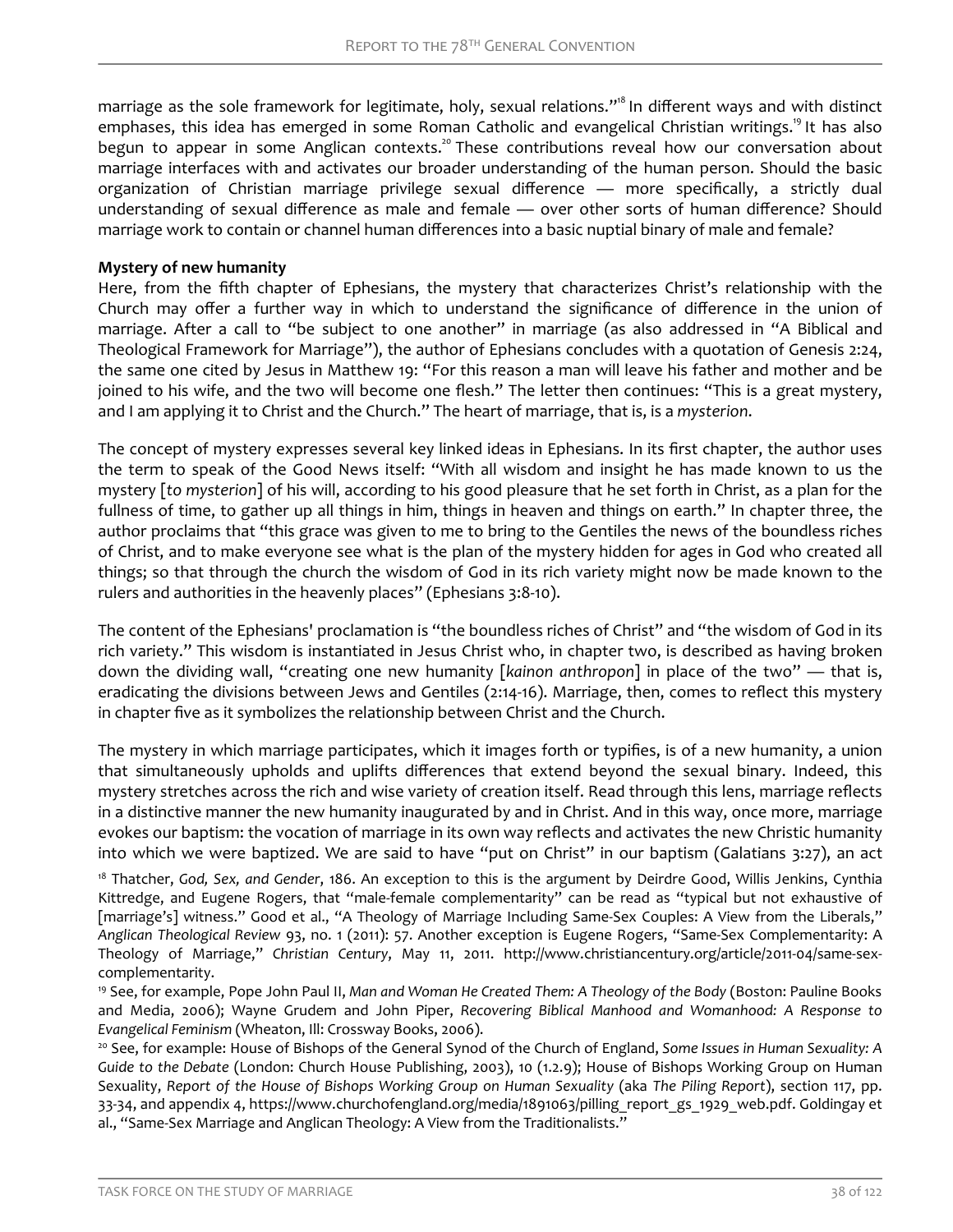marriage as the sole framework for legitimate, holy, sexual relations."[18] In different ways and with distinct emphases, this idea has emerged in some Roman Catholic and evangelical Christian writings.[19] It has also begun to appear in some Anglican contexts.[20] These contributions reveal how our conversation about marriage interfaces with and activates our broader understanding of the human person. Should the basic organization of Christian marriage privilege sexual difference — more specifically, a strictly dual understanding of sexual difference as male and female — over other sorts of human difference? Should marriage work to contain or channel human differences into a basic nuptial binary of male and female?

**Mystery of new humanity**

Here, from the fifth chapter of Ephesians, the mystery that characterizes Christ's relationship with the Church may offer a further way in which to understand the significance of difference in the union of marriage. After a call to "be subject to one another" in marriage (as also addressed in "A Biblical and Theological Framework for Marriage"), the author of Ephesians concludes with a quotation of Genesis 2:24, the same one cited by Jesus in Matthew 19: "For this reason a man will leave his father and mother and be joined to his wife, and the two will become one flesh." The letter then continues: "This is a great mystery, and I am applying it to Christ and the Church." The heart of marriage, that is, is a *mysterion*.

The concept of mystery expresses several key linked ideas in Ephesians. In its first chapter, the author uses the term to speak of the Good News itself: "With all wisdom and insight he has made known to us the mystery [*to mysterion*] of his will, according to his good pleasure that he set forth in Christ, as a plan for the fullness of time, to gather up all things in him, things in heaven and things on earth." In chapter three, the author proclaims that "this grace was given to me to bring to the Gentiles the news of the boundless riches of Christ, and to make everyone see what is the plan of the mystery hidden for ages in God who created all things; so that through the church the wisdom of God in its rich variety might now be made known to the rulers and authorities in the heavenly places" (Ephesians 3:8-10).

The content of the Ephesians' proclamation is "the boundless riches of Christ" and "the wisdom of God in its rich variety." This wisdom is instantiated in Jesus Christ who, in chapter two, is described as having broken down the dividing wall, "creating one new humanity [*kainon anthropon*] in place of the two" — that is, eradicating the divisions between Jews and Gentiles (2:14-16). Marriage, then, comes to reflect this mystery in chapter five as it symbolizes the relationship between Christ and the Church.

The mystery in which marriage participates, which it images forth or typifies, is of a new humanity, a union that simultaneously upholds and uplifts differences that extend beyond the sexual binary. Indeed, this mystery stretches across the rich and wise variety of creation itself. Read through this lens, marriage reflects in a distinctive manner the new humanity inaugurated by and in Christ. And in this way, once more, marriage evokes our baptism: the vocation of marriage in its own way reflects and activates the new Christic humanity into which we were baptized. We are said to have "put on Christ" in our baptism (Galatians 3:27), an act

[18] Thatcher, *God, Sex, and Gender*, 186. An exception to this is the argument by Deirdre Good, Willis Jenkins, Cynthia Kittredge, and Eugene Rogers, that "male-female complementarity" can be read as "typical but not exhaustive of [marriage's] witness." Good et al., "A Theology of Marriage Including Same-Sex Couples: A View from the Liberals," *Anglican Theological Review* 93, no. 1 (2011): 57. Another exception is Eugene Rogers, "Same-Sex Complementarity: A Theology of Marriage," *Christian Century*, May 11, 2011. http://www.christiancentury.org/article/2011-04/same-sex-complementarity.

[19] See, for example, Pope John Paul II, *Man and Woman He Created Them: A Theology of the Body* (Boston: Pauline Books and Media, 2006); Wayne Grudem and John Piper, *Recovering Biblical Manhood and Womanhood: A Response to Evangelical Feminism* (Wheaton, Ill: Crossway Books, 2006).

[20] See, for example: House of Bishops of the General Synod of the Church of England, *Some Issues in Human Sexuality: A Guide to the Debate* (London: Church House Publishing, 2003), 10 (1.2.9); House of Bishops Working Group on Human Sexuality, *Report of the House of Bishops Working Group on Human Sexuality* (aka *The Piling Report*), section 117, pp. 33-34, and appendix 4, https://www.churchofengland.org/media/1891063/pilling_report_gs_1929_web.pdf. Goldingay et al., "Same-Sex Marriage and Anglican Theology: A View from the Traditionalists."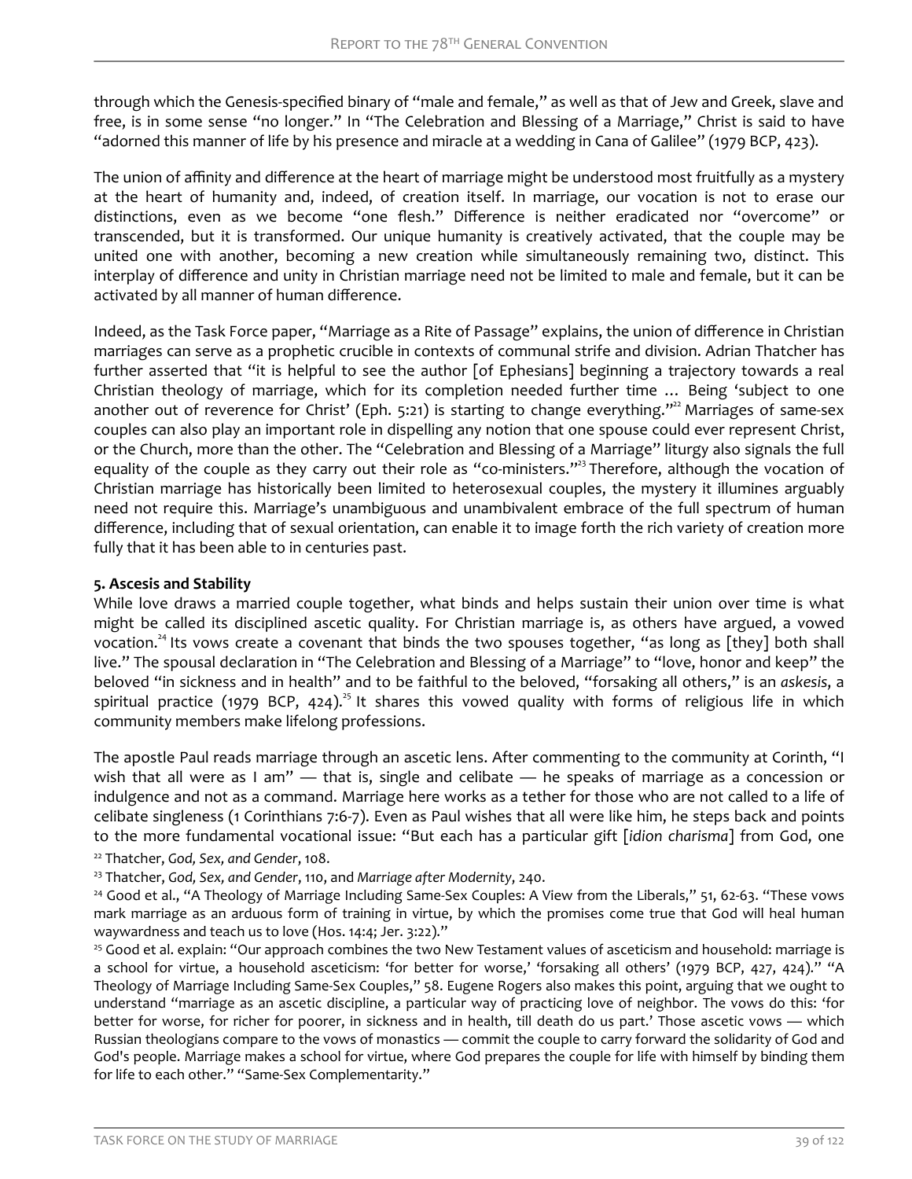through which the Genesis-specified binary of "male and female," as well as that of Jew and Greek, slave and free, is in some sense "no longer." In "The Celebration and Blessing of a Marriage," Christ is said to have "adorned this manner of life by his presence and miracle at a wedding in Cana of Galilee" (1979 BCP, 423).

The union of affinity and difference at the heart of marriage might be understood most fruitfully as a mystery at the heart of humanity and, indeed, of creation itself. In marriage, our vocation is not to erase our distinctions, even as we become "one flesh." Difference is neither eradicated nor "overcome" or transcended, but it is transformed. Our unique humanity is creatively activated, that the couple may be united one with another, becoming a new creation while simultaneously remaining two, distinct. This interplay of difference and unity in Christian marriage need not be limited to male and female, but it can be activated by all manner of human difference.

Indeed, as the Task Force paper, "Marriage as a Rite of Passage" explains, the union of difference in Christian marriages can serve as a prophetic crucible in contexts of communal strife and division. Adrian Thatcher has further asserted that "it is helpful to see the author [of Ephesians] beginning a trajectory towards a real Christian theology of marriage, which for its completion needed further time … Being 'subject to one another out of reverence for Christ' (Eph. 5:21) is starting to change everything."[22] Marriages of same-sex couples can also play an important role in dispelling any notion that one spouse could ever represent Christ, or the Church, more than the other. The "Celebration and Blessing of a Marriage" liturgy also signals the full equality of the couple as they carry out their role as "co-ministers."[23] Therefore, although the vocation of Christian marriage has historically been limited to heterosexual couples, the mystery it illumines arguably need not require this. Marriage's unambiguous and unambivalent embrace of the full spectrum of human difference, including that of sexual orientation, can enable it to image forth the rich variety of creation more fully that it has been able to in centuries past.

**5. Ascesis and Stability**

While love draws a married couple together, what binds and helps sustain their union over time is what might be called its disciplined ascetic quality. For Christian marriage is, as others have argued, a vowed vocation.[24] Its vows create a covenant that binds the two spouses together, "as long as [they] both shall live." The spousal declaration in "The Celebration and Blessing of a Marriage" to "love, honor and keep" the beloved "in sickness and in health" and to be faithful to the beloved, "forsaking all others," is an *askesis*, a spiritual practice (1979 BCP, 424).[25] It shares this vowed quality with forms of religious life in which community members make lifelong professions.

The apostle Paul reads marriage through an ascetic lens. After commenting to the community at Corinth, "I wish that all were as I am" — that is, single and celibate — he speaks of marriage as a concession or indulgence and not as a command. Marriage here works as a tether for those who are not called to a life of celibate singleness (1 Corinthians 7:6-7). Even as Paul wishes that all were like him, he steps back and points to the more fundamental vocational issue: "But each has a particular gift [*idion charisma*] from God, one

[22] Thatcher, *God, Sex, and Gender*, 108.

[23] Thatcher, *God, Sex, and Gender*, 110, and *Marriage after Modernity*, 240.

[24] Good et al., "A Theology of Marriage Including Same-Sex Couples: A View from the Liberals," 51, 62-63. "These vows mark marriage as an arduous form of training in virtue, by which the promises come true that God will heal human waywardness and teach us to love (Hos. 14:4; Jer. 3:22)."

[25] Good et al. explain: "Our approach combines the two New Testament values of asceticism and household: marriage is a school for virtue, a household asceticism: 'for better for worse,' 'forsaking all others' (1979 BCP, 427, 424)." "A Theology of Marriage Including Same-Sex Couples," 58. Eugene Rogers also makes this point, arguing that we ought to understand "marriage as an ascetic discipline, a particular way of practicing love of neighbor. The vows do this: 'for better for worse, for richer for poorer, in sickness and in health, till death do us part.' Those ascetic vows — which Russian theologians compare to the vows of monastics — commit the couple to carry forward the solidarity of God and God's people. Marriage makes a school for virtue, where God prepares the couple for life with himself by binding them for life to each other." "Same-Sex Complementarity."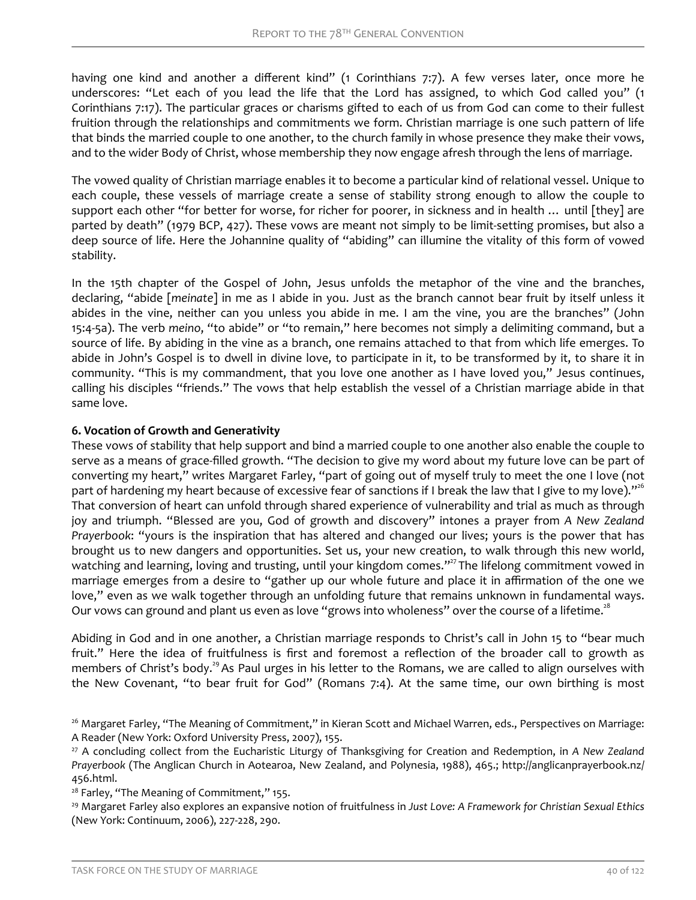having one kind and another a different kind" (1 Corinthians 7:7). A few verses later, once more he underscores: "Let each of you lead the life that the Lord has assigned, to which God called you" (1 Corinthians 7:17). The particular graces or charisms gifted to each of us from God can come to their fullest fruition through the relationships and commitments we form. Christian marriage is one such pattern of life that binds the married couple to one another, to the church family in whose presence they make their vows, and to the wider Body of Christ, whose membership they now engage afresh through the lens of marriage.

The vowed quality of Christian marriage enables it to become a particular kind of relational vessel. Unique to each couple, these vessels of marriage create a sense of stability strong enough to allow the couple to support each other "for better for worse, for richer for poorer, in sickness and in health … until [they] are parted by death" (1979 BCP, 427). These vows are meant not simply to be limit-setting promises, but also a deep source of life. Here the Johannine quality of "abiding" can illumine the vitality of this form of vowed stability.

In the 15th chapter of the Gospel of John, Jesus unfolds the metaphor of the vine and the branches, declaring, "abide [*meinate*] in me as I abide in you. Just as the branch cannot bear fruit by itself unless it abides in the vine, neither can you unless you abide in me. I am the vine, you are the branches" (John 15:4-5a). The verb *meino*, "to abide" or "to remain," here becomes not simply a delimiting command, but a source of life. By abiding in the vine as a branch, one remains attached to that from which life emerges. To abide in John's Gospel is to dwell in divine love, to participate in it, to be transformed by it, to share it in community. "This is my commandment, that you love one another as I have loved you," Jesus continues, calling his disciples "friends." The vows that help establish the vessel of a Christian marriage abide in that same love.

**6. Vocation of Growth and Generativity**

These vows of stability that help support and bind a married couple to one another also enable the couple to serve as a means of grace-filled growth. "The decision to give my word about my future love can be part of converting my heart," writes Margaret Farley, "part of going out of myself truly to meet the one I love (not part of hardening my heart because of excessive fear of sanctions if I break the law that I give to my love)."[26] That conversion of heart can unfold through shared experience of vulnerability and trial as much as through joy and triumph. "Blessed are you, God of growth and discovery" intones a prayer from *A New Zealand Prayerbook*: "yours is the inspiration that has altered and changed our lives; yours is the power that has brought us to new dangers and opportunities. Set us, your new creation, to walk through this new world, watching and learning, loving and trusting, until your kingdom comes."[27] The lifelong commitment vowed in marriage emerges from a desire to "gather up our whole future and place it in affirmation of the one we love," even as we walk together through an unfolding future that remains unknown in fundamental ways. Our vows can ground and plant us even as love "grows into wholeness" over the course of a lifetime.[28]

Abiding in God and in one another, a Christian marriage responds to Christ's call in John 15 to "bear much fruit." Here the idea of fruitfulness is first and foremost a reflection of the broader call to growth as members of Christ's body.[29] As Paul urges in his letter to the Romans, we are called to align ourselves with the New Covenant, "to bear fruit for God" (Romans 7:4). At the same time, our own birthing is most

---

[26] Margaret Farley, "The Meaning of Commitment," in Kieran Scott and Michael Warren, eds., Perspectives on Marriage: A Reader (New York: Oxford University Press, 2007), 155.

[27] A concluding collect from the Eucharistic Liturgy of Thanksgiving for Creation and Redemption, in *A New Zealand Prayerbook* (The Anglican Church in Aotearoa, New Zealand, and Polynesia, 1988), 465.; http://anglicanprayerbook.nz/456.html.

[28] Farley, "The Meaning of Commitment," 155.

[29] Margaret Farley also explores an expansive notion of fruitfulness in *Just Love: A Framework for Christian Sexual Ethics* (New York: Continuum, 2006), 227-228, 290.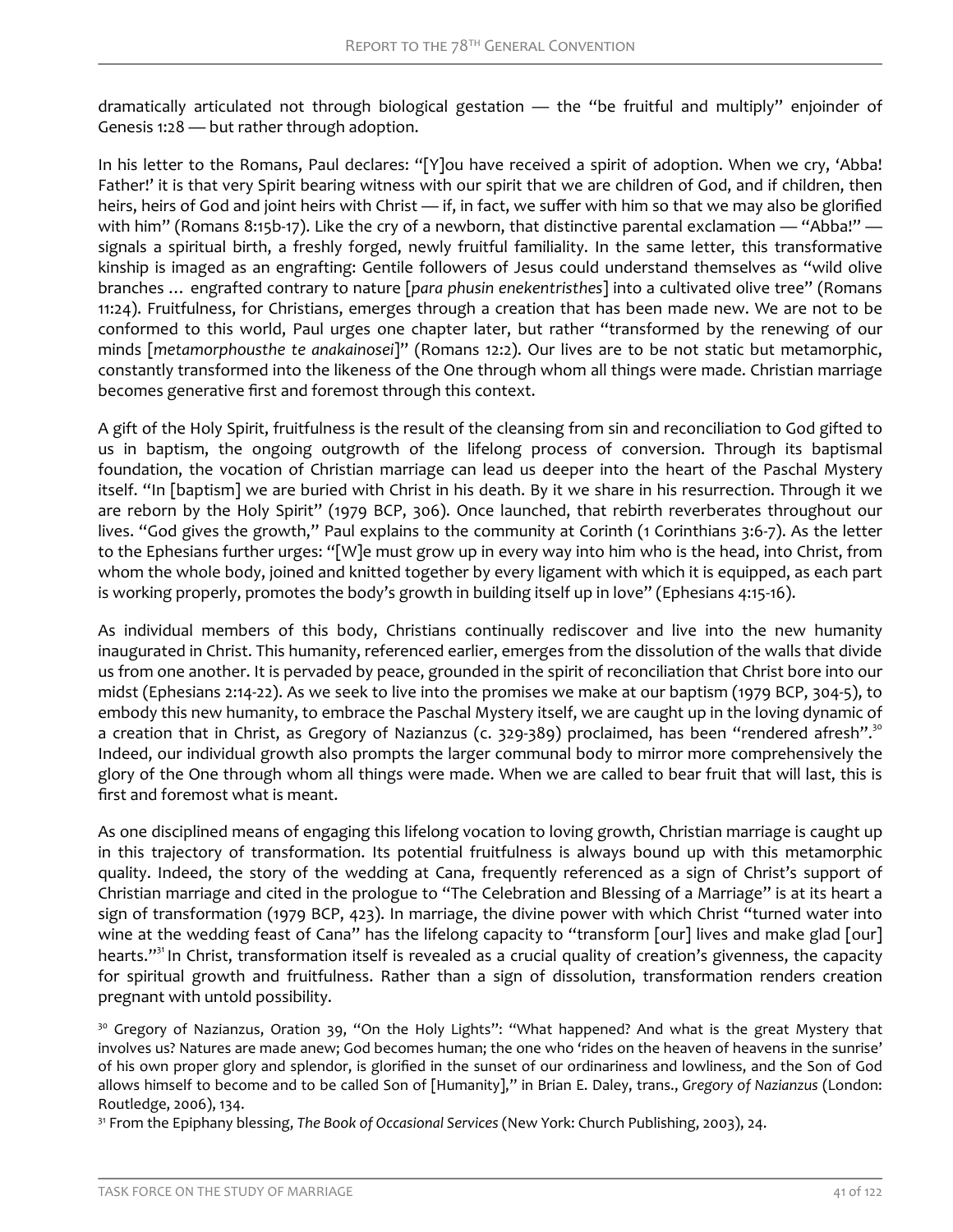dramatically articulated not through biological gestation — the "be fruitful and multiply" enjoinder of Genesis 1:28 — but rather through adoption.

In his letter to the Romans, Paul declares: "[Y]ou have received a spirit of adoption. When we cry, 'Abba! Father!' it is that very Spirit bearing witness with our spirit that we are children of God, and if children, then heirs, heirs of God and joint heirs with Christ — if, in fact, we suffer with him so that we may also be glorified with him" (Romans 8:15b-17). Like the cry of a newborn, that distinctive parental exclamation — "Abba!" — signals a spiritual birth, a freshly forged, newly fruitful familiality. In the same letter, this transformative kinship is imaged as an engrafting: Gentile followers of Jesus could understand themselves as "wild olive branches … engrafted contrary to nature [*para phusin enekentristhes*] into a cultivated olive tree" (Romans 11:24). Fruitfulness, for Christians, emerges through a creation that has been made new. We are not to be conformed to this world, Paul urges one chapter later, but rather "transformed by the renewing of our minds [*metamorphousthe te anakainosei*]" (Romans 12:2). Our lives are to be not static but metamorphic, constantly transformed into the likeness of the One through whom all things were made. Christian marriage becomes generative first and foremost through this context.

A gift of the Holy Spirit, fruitfulness is the result of the cleansing from sin and reconciliation to God gifted to us in baptism, the ongoing outgrowth of the lifelong process of conversion. Through its baptismal foundation, the vocation of Christian marriage can lead us deeper into the heart of the Paschal Mystery itself. "In [baptism] we are buried with Christ in his death. By it we share in his resurrection. Through it we are reborn by the Holy Spirit" (1979 BCP, 306). Once launched, that rebirth reverberates throughout our lives. "God gives the growth," Paul explains to the community at Corinth (1 Corinthians 3:6-7). As the letter to the Ephesians further urges: "[W]e must grow up in every way into him who is the head, into Christ, from whom the whole body, joined and knitted together by every ligament with which it is equipped, as each part is working properly, promotes the body's growth in building itself up in love" (Ephesians 4:15-16).

As individual members of this body, Christians continually rediscover and live into the new humanity inaugurated in Christ. This humanity, referenced earlier, emerges from the dissolution of the walls that divide us from one another. It is pervaded by peace, grounded in the spirit of reconciliation that Christ bore into our midst (Ephesians 2:14-22). As we seek to live into the promises we make at our baptism (1979 BCP, 304-5), to embody this new humanity, to embrace the Paschal Mystery itself, we are caught up in the loving dynamic of a creation that in Christ, as Gregory of Nazianzus (c. 329-389) proclaimed, has been "rendered afresh".[30] Indeed, our individual growth also prompts the larger communal body to mirror more comprehensively the glory of the One through whom all things were made. When we are called to bear fruit that will last, this is first and foremost what is meant.

As one disciplined means of engaging this lifelong vocation to loving growth, Christian marriage is caught up in this trajectory of transformation. Its potential fruitfulness is always bound up with this metamorphic quality. Indeed, the story of the wedding at Cana, frequently referenced as a sign of Christ's support of Christian marriage and cited in the prologue to "The Celebration and Blessing of a Marriage" is at its heart a sign of transformation (1979 BCP, 423). In marriage, the divine power with which Christ "turned water into wine at the wedding feast of Cana" has the lifelong capacity to "transform [our] lives and make glad [our] hearts."[31] In Christ, transformation itself is revealed as a crucial quality of creation's givenness, the capacity for spiritual growth and fruitfulness. Rather than a sign of dissolution, transformation renders creation pregnant with untold possibility.

[30] Gregory of Nazianzus, Oration 39, "On the Holy Lights": "What happened? And what is the great Mystery that involves us? Natures are made anew; God becomes human; the one who 'rides on the heaven of heavens in the sunrise' of his own proper glory and splendor, is glorified in the sunset of our ordinariness and lowliness, and the Son of God allows himself to become and to be called Son of [Humanity]," in Brian E. Daley, trans., *Gregory of Nazianzus* (London: Routledge, 2006), 134.

[31] From the Epiphany blessing, *The Book of Occasional Services* (New York: Church Publishing, 2003), 24.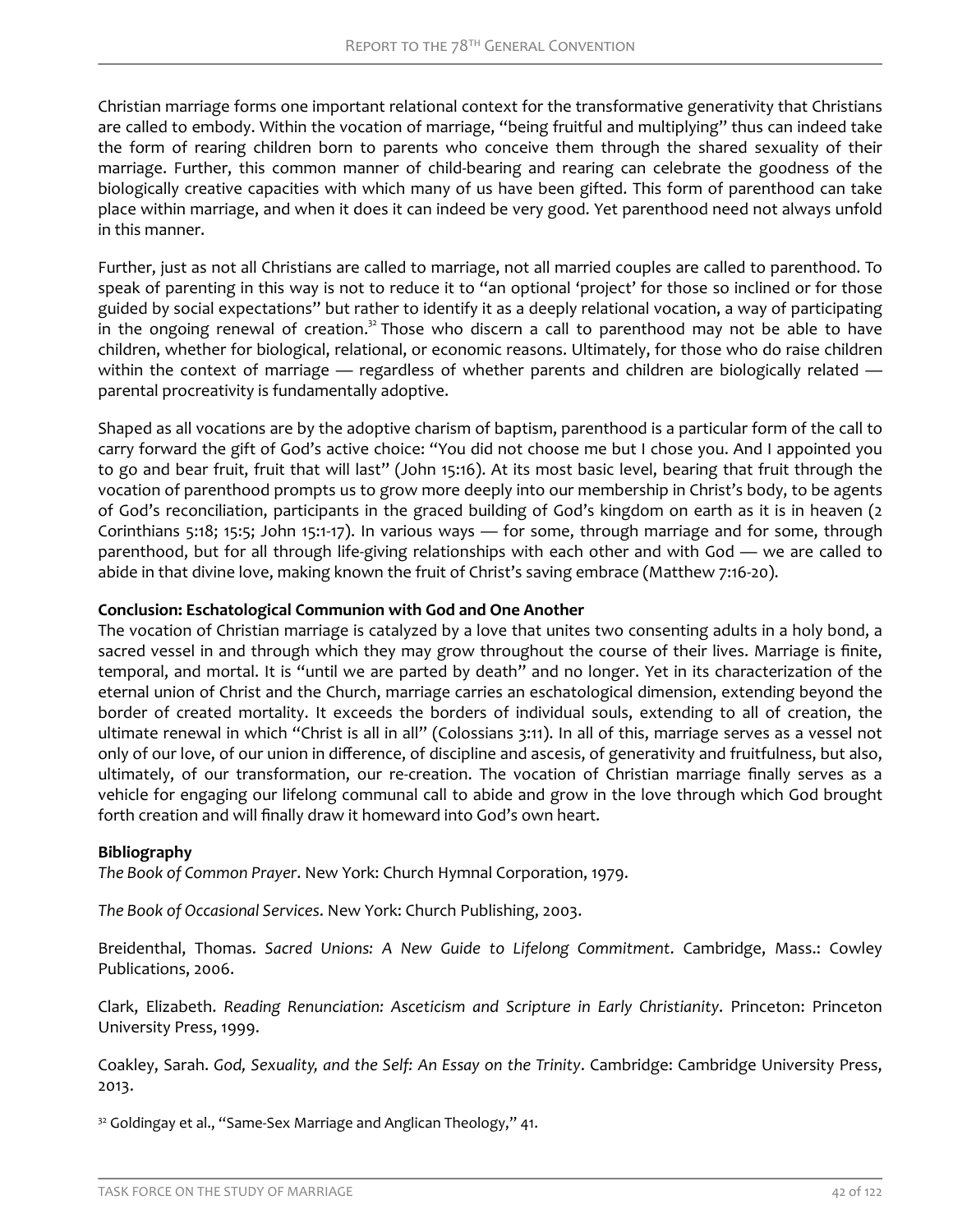Christian marriage forms one important relational context for the transformative generativity that Christians are called to embody. Within the vocation of marriage, "being fruitful and multiplying" thus can indeed take the form of rearing children born to parents who conceive them through the shared sexuality of their marriage. Further, this common manner of child-bearing and rearing can celebrate the goodness of the biologically creative capacities with which many of us have been gifted. This form of parenthood can take place within marriage, and when it does it can indeed be very good. Yet parenthood need not always unfold in this manner.

Further, just as not all Christians are called to marriage, not all married couples are called to parenthood. To speak of parenting in this way is not to reduce it to "an optional 'project' for those so inclined or for those guided by social expectations" but rather to identify it as a deeply relational vocation, a way of participating in the ongoing renewal of creation.[32] Those who discern a call to parenthood may not be able to have children, whether for biological, relational, or economic reasons. Ultimately, for those who do raise children within the context of marriage — regardless of whether parents and children are biologically related — parental procreativity is fundamentally adoptive.

Shaped as all vocations are by the adoptive charism of baptism, parenthood is a particular form of the call to carry forward the gift of God's active choice: "You did not choose me but I chose you. And I appointed you to go and bear fruit, fruit that will last" (John 15:16). At its most basic level, bearing that fruit through the vocation of parenthood prompts us to grow more deeply into our membership in Christ's body, to be agents of God's reconciliation, participants in the graced building of God's kingdom on earth as it is in heaven (2 Corinthians 5:18; 15:5; John 15:1-17). In various ways — for some, through marriage and for some, through parenthood, but for all through life-giving relationships with each other and with God — we are called to abide in that divine love, making known the fruit of Christ's saving embrace (Matthew 7:16-20).

**Conclusion: Eschatological Communion with God and One Another**

The vocation of Christian marriage is catalyzed by a love that unites two consenting adults in a holy bond, a sacred vessel in and through which they may grow throughout the course of their lives. Marriage is finite, temporal, and mortal. It is "until we are parted by death" and no longer. Yet in its characterization of the eternal union of Christ and the Church, marriage carries an eschatological dimension, extending beyond the border of created mortality. It exceeds the borders of individual souls, extending to all of creation, the ultimate renewal in which "Christ is all in all" (Colossians 3:11). In all of this, marriage serves as a vessel not only of our love, of our union in difference, of discipline and ascesis, of generativity and fruitfulness, but also, ultimately, of our transformation, our re-creation. The vocation of Christian marriage finally serves as a vehicle for engaging our lifelong communal call to abide and grow in the love through which God brought forth creation and will finally draw it homeward into God's own heart.

**Bibliography**

*The Book of Common Prayer*. New York: Church Hymnal Corporation, 1979.

*The Book of Occasional Services*. New York: Church Publishing, 2003.

Breidenthal, Thomas. *Sacred Unions: A New Guide to Lifelong Commitment*. Cambridge, Mass.: Cowley Publications, 2006.

Clark, Elizabeth. *Reading Renunciation: Asceticism and Scripture in Early Christianity*. Princeton: Princeton University Press, 1999.

Coakley, Sarah. *God, Sexuality, and the Self: An Essay on the Trinity*. Cambridge: Cambridge University Press, 2013.

[32] Goldingay et al., "Same-Sex Marriage and Anglican Theology," 41.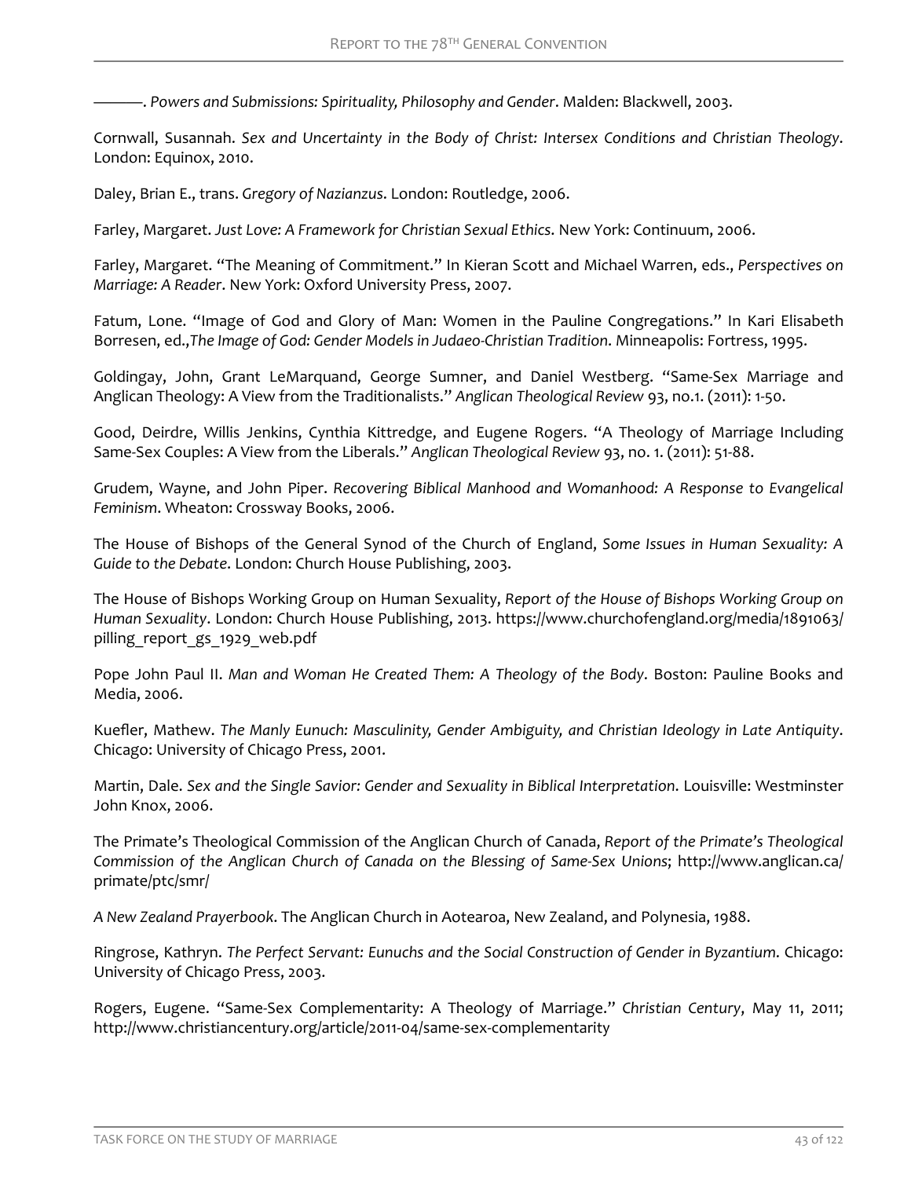———. *Powers and Submissions: Spirituality, Philosophy and Gender*. Malden: Blackwell, 2003.

Cornwall, Susannah. *Sex and Uncertainty in the Body of Christ: Intersex Conditions and Christian Theology*. London: Equinox, 2010.

Daley, Brian E., trans. *Gregory of Nazianzus.* London: Routledge, 2006.

Farley, Margaret. *Just Love: A Framework for Christian Sexual Ethics.* New York: Continuum, 2006.

Farley, Margaret. "The Meaning of Commitment." In Kieran Scott and Michael Warren, eds., *Perspectives on Marriage: A Reader*. New York: Oxford University Press, 2007.

Fatum, Lone. "Image of God and Glory of Man: Women in the Pauline Congregations." In Kari Elisabeth Borresen, ed.,*The Image of God: Gender Models in Judaeo-Christian Tradition*. Minneapolis: Fortress, 1995.

Goldingay, John, Grant LeMarquand, George Sumner, and Daniel Westberg. "Same-Sex Marriage and Anglican Theology: A View from the Traditionalists." *Anglican Theological Review* 93, no.1. (2011): 1-50.

Good, Deirdre, Willis Jenkins, Cynthia Kittredge, and Eugene Rogers. "A Theology of Marriage Including Same-Sex Couples: A View from the Liberals." *Anglican Theological Review* 93, no. 1. (2011): 51-88.

Grudem, Wayne, and John Piper. *Recovering Biblical Manhood and Womanhood: A Response to Evangelical Feminism*. Wheaton: Crossway Books, 2006.

The House of Bishops of the General Synod of the Church of England, *Some Issues in Human Sexuality: A Guide to the Debate*. London: Church House Publishing, 2003.

The House of Bishops Working Group on Human Sexuality, *Report of the House of Bishops Working Group on Human Sexuality*. London: Church House Publishing, 2013. https://www.churchofengland.org/media/1891063/pilling_report_gs_1929_web.pdf

Pope John Paul II. *Man and Woman He Created Them: A Theology of the Body*. Boston: Pauline Books and Media, 2006.

Kuefler, Mathew. *The Manly Eunuch: Masculinity, Gender Ambiguity, and Christian Ideology in Late Antiquity*. Chicago: University of Chicago Press, 2001.

Martin, Dale. *Sex and the Single Savior: Gender and Sexuality in Biblical Interpretation.* Louisville: Westminster John Knox, 2006.

The Primate's Theological Commission of the Anglican Church of Canada, *Report of the Primate's Theological Commission of the Anglican Church of Canada on the Blessing of Same-Sex Unions*; http://www.anglican.ca/primate/ptc/smr/

*A New Zealand Prayerbook*. The Anglican Church in Aotearoa, New Zealand, and Polynesia, 1988.

Ringrose, Kathryn. *The Perfect Servant: Eunuchs and the Social Construction of Gender in Byzantium*. Chicago: University of Chicago Press, 2003.

Rogers, Eugene. "Same-Sex Complementarity: A Theology of Marriage." *Christian Century*, May 11, 2011; http://www.christiancentury.org/article/2011-04/same-sex-complementarity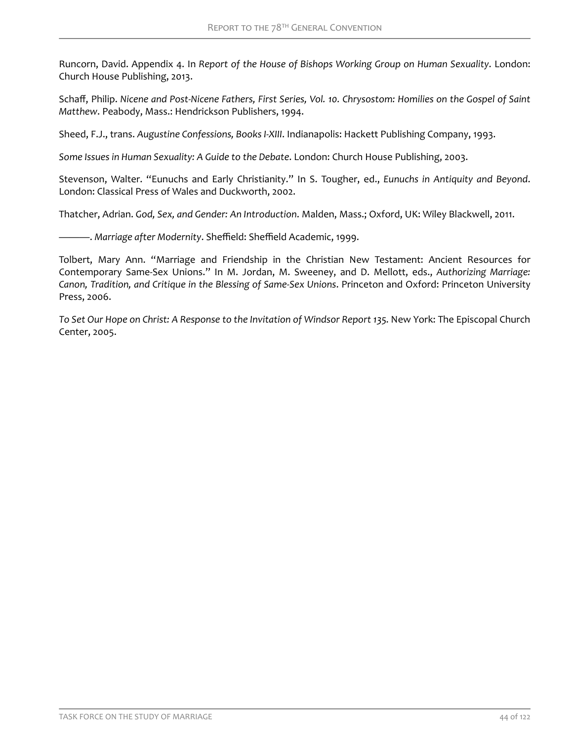Runcorn, David. Appendix 4. In *Report of the House of Bishops Working Group on Human Sexuality*. London: Church House Publishing, 2013.

Schaff, Philip. *Nicene and Post-Nicene Fathers, First Series, Vol. 10. Chrysostom: Homilies on the Gospel of Saint Matthew*. Peabody, Mass.: Hendrickson Publishers, 1994.

Sheed, F.J., trans. *Augustine Confessions, Books I-XIII*. Indianapolis: Hackett Publishing Company, 1993.

*Some Issues in Human Sexuality: A Guide to the Debate*. London: Church House Publishing, 2003.

Stevenson, Walter. "Eunuchs and Early Christianity." In S. Tougher, ed., *Eunuchs in Antiquity and Beyond*. London: Classical Press of Wales and Duckworth, 2002.

Thatcher, Adrian. *God, Sex, and Gender: An Introduction*. Malden, Mass.; Oxford, UK: Wiley Blackwell, 2011.

———. *Marriage after Modernity*. Sheffield: Sheffield Academic, 1999.

Tolbert, Mary Ann. "Marriage and Friendship in the Christian New Testament: Ancient Resources for Contemporary Same-Sex Unions." In M. Jordan, M. Sweeney, and D. Mellott, eds., *Authorizing Marriage: Canon, Tradition, and Critique in the Blessing of Same-Sex Unions*. Princeton and Oxford: Princeton University Press, 2006.

*To Set Our Hope on Christ: A Response to the Invitation of Windsor Report 135*. New York: The Episcopal Church Center, 2005.